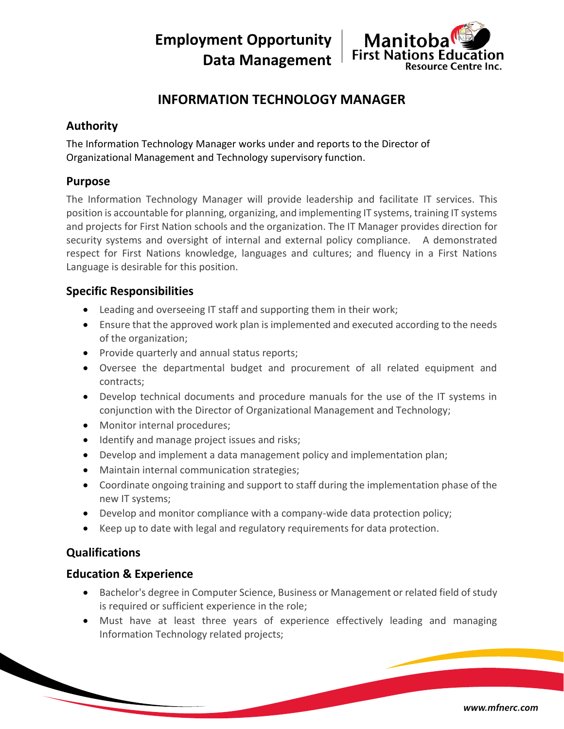**Employment Opportunity**
**Data Management**

Manitoba First Nations Education Resource Centre Inc.

# INFORMATION TECHNOLOGY MANAGER

## Authority

The Information Technology Manager works under and reports to the Director of Organizational Management and Technology supervisory function.

## Purpose

The Information Technology Manager will provide leadership and facilitate IT services. This position is accountable for planning, organizing, and implementing IT systems, training IT systems and projects for First Nation schools and the organization. The IT Manager provides direction for security systems and oversight of internal and external policy compliance. A demonstrated respect for First Nations knowledge, languages and cultures; and fluency in a First Nations Language is desirable for this position.

## Specific Responsibilities

- Leading and overseeing IT staff and supporting them in their work;
- Ensure that the approved work plan is implemented and executed according to the needs of the organization;
- Provide quarterly and annual status reports;
- Oversee the departmental budget and procurement of all related equipment and contracts;
- Develop technical documents and procedure manuals for the use of the IT systems in conjunction with the Director of Organizational Management and Technology;
- Monitor internal procedures;
- Identify and manage project issues and risks;
- Develop and implement a data management policy and implementation plan;
- Maintain internal communication strategies;
- Coordinate ongoing training and support to staff during the implementation phase of the new IT systems;
- Develop and monitor compliance with a company-wide data protection policy;
- Keep up to date with legal and regulatory requirements for data protection.

## Qualifications

## Education & Experience

- Bachelor's degree in Computer Science, Business or Management or related field of study is required or sufficient experience in the role;
- Must have at least three years of experience effectively leading and managing Information Technology related projects;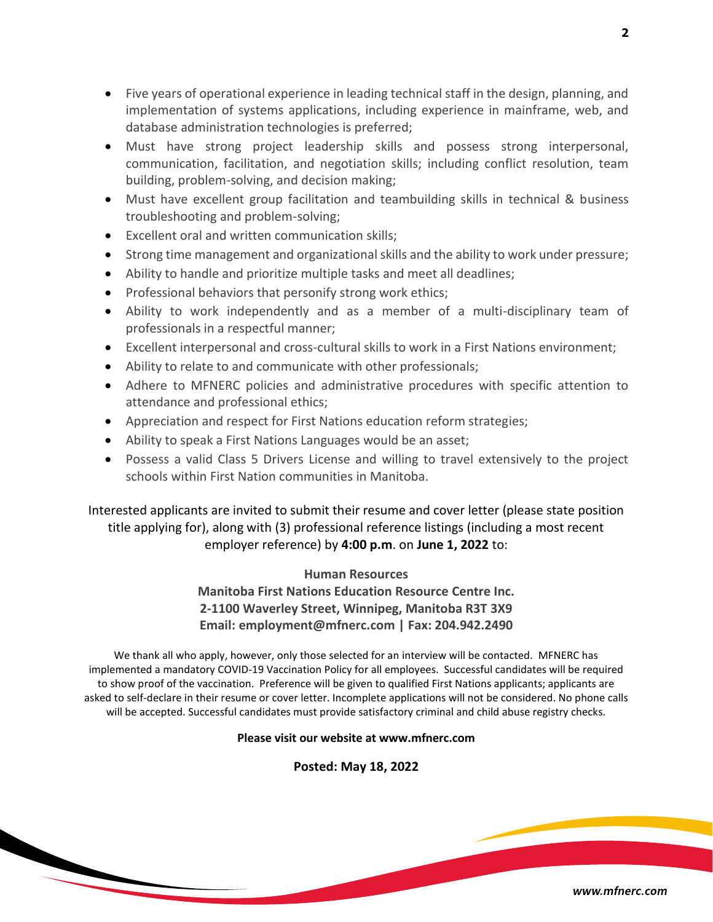- Five years of operational experience in leading technical staff in the design, planning, and implementation of systems applications, including experience in mainframe, web, and database administration technologies is preferred;
- Must have strong project leadership skills and possess strong interpersonal, communication, facilitation, and negotiation skills; including conflict resolution, team building, problem-solving, and decision making;
- Must have excellent group facilitation and teambuilding skills in technical & business troubleshooting and problem-solving;
- Excellent oral and written communication skills;
- Strong time management and organizational skills and the ability to work under pressure;
- Ability to handle and prioritize multiple tasks and meet all deadlines;
- Professional behaviors that personify strong work ethics;
- Ability to work independently and as a member of a multi-disciplinary team of professionals in a respectful manner;
- Excellent interpersonal and cross-cultural skills to work in a First Nations environment;
- Ability to relate to and communicate with other professionals;
- Adhere to MFNERC policies and administrative procedures with specific attention to attendance and professional ethics;
- Appreciation and respect for First Nations education reform strategies;
- Ability to speak a First Nations Languages would be an asset;
- Possess a valid Class 5 Drivers License and willing to travel extensively to the project schools within First Nation communities in Manitoba.

Interested applicants are invited to submit their resume and cover letter (please state position title applying for), along with (3) professional reference listings (including a most recent employer reference) by **4:00 p.m**. on **June 1, 2022** to:

**Human Resources**
**Manitoba First Nations Education Resource Centre Inc.**
**2-1100 Waverley Street, Winnipeg, Manitoba R3T 3X9**
**Email: employment@mfnerc.com | Fax: 204.942.2490**

We thank all who apply, however, only those selected for an interview will be contacted. MFNERC has implemented a mandatory COVID-19 Vaccination Policy for all employees. Successful candidates will be required to show proof of the vaccination. Preference will be given to qualified First Nations applicants; applicants are asked to self-declare in their resume or cover letter. Incomplete applications will not be considered. No phone calls will be accepted. Successful candidates must provide satisfactory criminal and child abuse registry checks.

**Please visit our website at www.mfnerc.com**

**Posted: May 18, 2022**